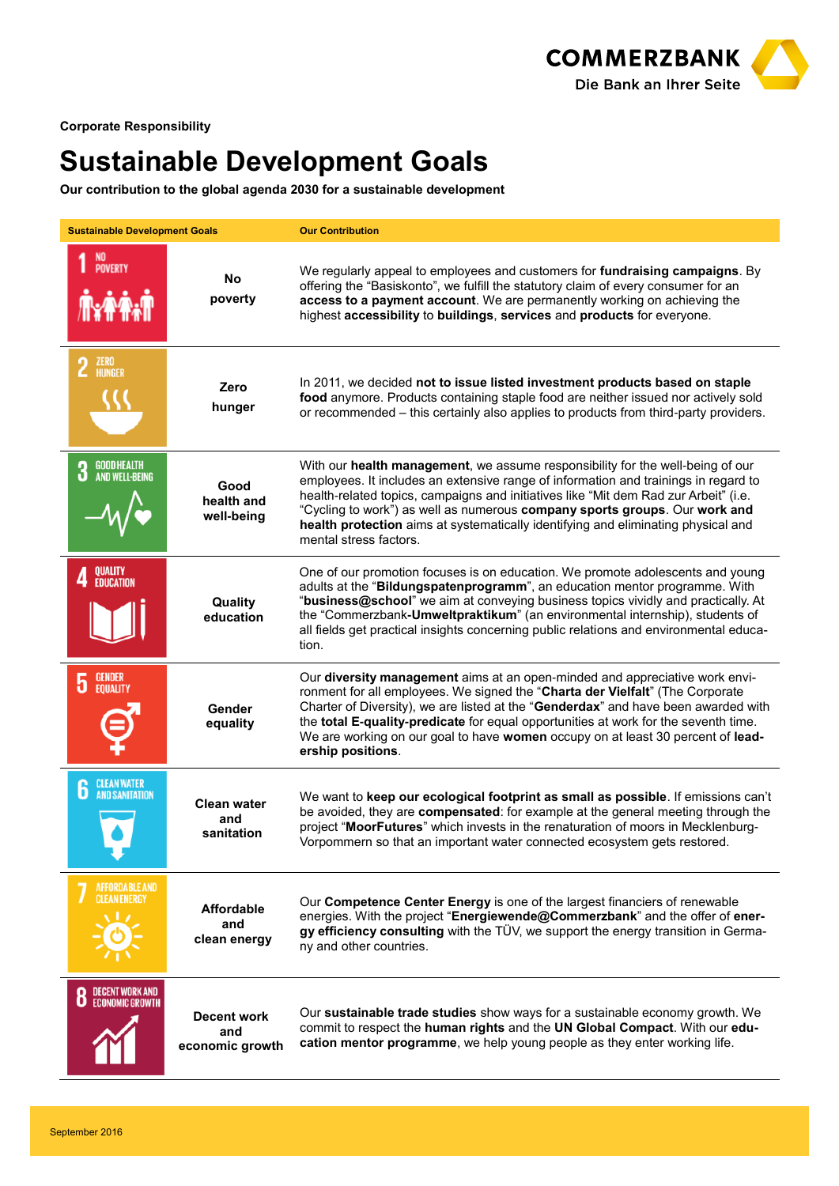Corporate Responsibility

# Sustainable Development Goals

**Our contribution to the global agenda 2030 for a sustainable development**

| Sustainable Development Goals | | Our Contribution |
|---|---|---|
| 1 NO POVERTY | No poverty | We regularly appeal to employees and customers for **fundraising campaigns**. By offering the "Basiskonto", we fulfill the statutory claim of every consumer for an **access to a payment account**. We are permanently working on achieving the highest **accessibility** to **buildings**, **services** and **products** for everyone. |
| 2 ZERO HUNGER | Zero hunger | In 2011, we decided **not to issue listed investment products based on staple food** anymore. Products containing staple food are neither issued nor actively sold or recommended – this certainly also applies to products from third-party providers. |
| 3 GOOD HEALTH AND WELL-BEING | Good health and well-being | With our **health management**, we assume responsibility for the well-being of our employees. It includes an extensive range of information and trainings in regard to health-related topics, campaigns and initiatives like "Mit dem Rad zur Arbeit" (i.e. "Cycling to work") as well as numerous **company sports groups**. Our **work and health protection** aims at systematically identifying and eliminating physical and mental stress factors. |
| 4 QUALITY EDUCATION | Quality education | One of our promotion focuses is on education. We promote adolescents and young adults at the "**Bildungspatenprogramm**", an education mentor programme. With "**business@school**" we aim at conveying business topics vividly and practically. At the "Commerzbank-**Umweltpraktikum**" (an environmental internship), students of all fields get practical insights concerning public relations and environmental education. |
| 5 GENDER EQUALITY | Gender equality | Our **diversity management** aims at an open-minded and appreciative work environment for all employees. We signed the "**Charta der Vielfalt**" (The Corporate Charter of Diversity), we are listed at the "**Genderdax**" and have been awarded with the **total E-quality-predicate** for equal opportunities at work for the seventh time. We are working on our goal to have **women** occupy on at least 30 percent of **leadership positions**. |
| 6 CLEAN WATER AND SANITATION | Clean water and sanitation | We want to **keep our ecological footprint as small as possible**. If emissions can't be avoided, they are **compensated**: for example at the general meeting through the project "**MoorFutures**" which invests in the renaturation of moors in Mecklenburg-Vorpommern so that an important water connected ecosystem gets restored. |
| 7 AFFORDABLE AND CLEAN ENERGY | Affordable and clean energy | Our **Competence Center Energy** is one of the largest financiers of renewable energies. With the project "**Energiewende@Commerzbank**" and the offer of **energy efficiency consulting** with the TÜV, we support the energy transition in Germany and other countries. |
| 8 DECENT WORK AND ECONOMIC GROWTH | Decent work and economic growth | Our **sustainable trade studies** show ways for a sustainable economy growth. We commit to respect the **human rights** and the **UN Global Compact**. With our **education mentor programme**, we help young people as they enter working life. |

September 2016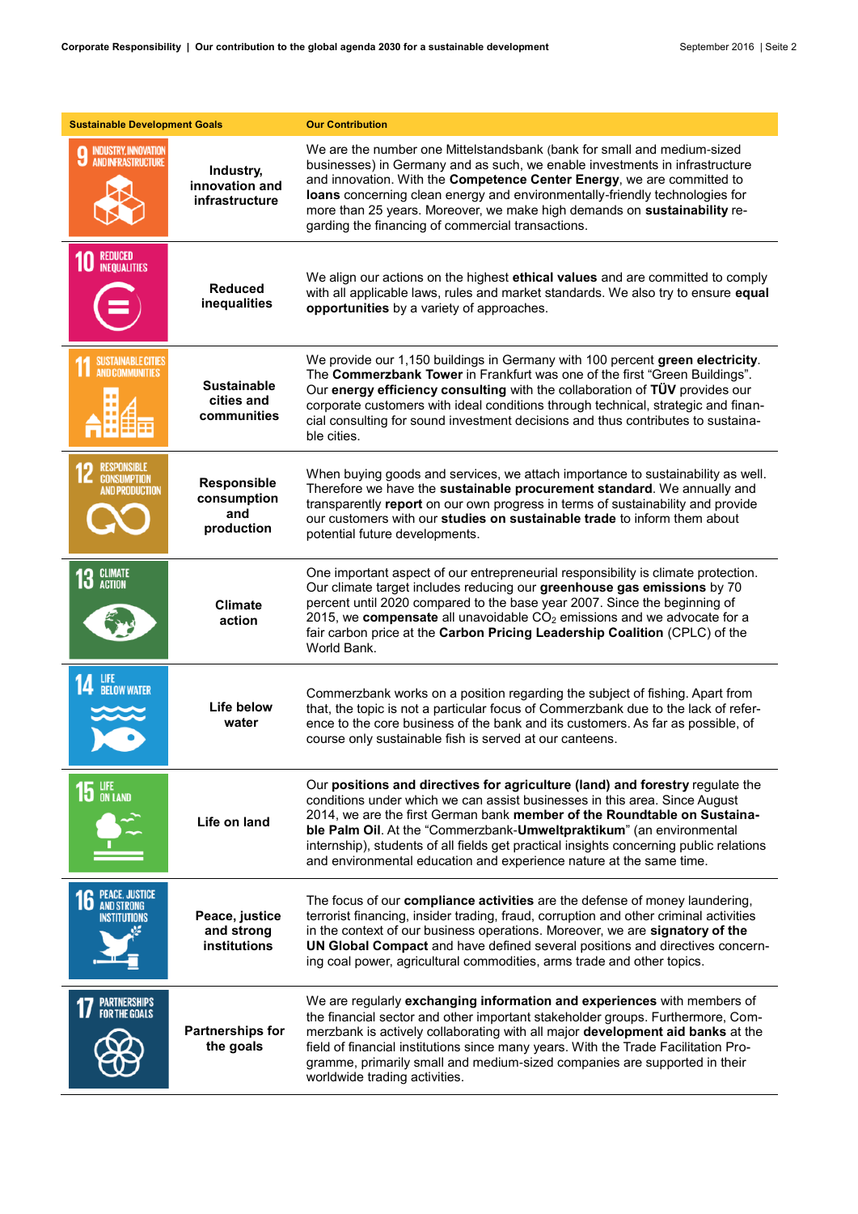| Sustainable Development Goals | | Our Contribution |
|---|---|---|
| 9 INDUSTRY, INNOVATION AND INFRASTRUCTURE | **Industry, innovation and infrastructure** | We are the number one Mittelstandsbank (bank for small and medium-sized businesses) in Germany and as such, we enable investments in infrastructure and innovation. With the **Competence Center Energy**, we are committed to **loans** concerning clean energy and environmentally-friendly technologies for more than 25 years. Moreover, we make high demands on **sustainability** regarding the financing of commercial transactions. |
| 10 REDUCED INEQUALITIES | **Reduced inequalities** | We align our actions on the highest **ethical values** and are committed to comply with all applicable laws, rules and market standards. We also try to ensure **equal opportunities** by a variety of approaches. |
| 11 SUSTAINABLE CITIES AND COMMUNITIES | **Sustainable cities and communities** | We provide our 1,150 buildings in Germany with 100 percent **green electricity**. The **Commerzbank Tower** in Frankfurt was one of the first "Green Buildings". Our **energy efficiency consulting** with the collaboration of **TÜV** provides our corporate customers with ideal conditions through technical, strategic and financial consulting for sound investment decisions and thus contributes to sustainable cities. |
| 12 RESPONSIBLE CONSUMPTION AND PRODUCTION | **Responsible consumption and production** | When buying goods and services, we attach importance to sustainability as well. Therefore we have the **sustainable procurement standard**. We annually and transparently **report** on our own progress in terms of sustainability and provide our customers with our **studies on sustainable trade** to inform them about potential future developments. |
| 13 CLIMATE ACTION | **Climate action** | One important aspect of our entrepreneurial responsibility is climate protection. Our climate target includes reducing our **greenhouse gas emissions** by 70 percent until 2020 compared to the base year 2007. Since the beginning of 2015, we **compensate** all unavoidable $CO_2$ emissions and we advocate for a fair carbon price at the **Carbon Pricing Leadership Coalition** (CPLC) of the World Bank. |
| 14 LIFE BELOW WATER | **Life below water** | Commerzbank works on a position regarding the subject of fishing. Apart from that, the topic is not a particular focus of Commerzbank due to the lack of reference to the core business of the bank and its customers. As far as possible, of course only sustainable fish is served at our canteens. |
| 15 LIFE ON LAND | **Life on land** | Our **positions and directives for agriculture (land) and forestry** regulate the conditions under which we can assist businesses in this area. Since August 2014, we are the first German bank **member of the Roundtable on Sustainable Palm Oil**. At the "Commerzbank-**Umweltpraktikum**" (an environmental internship), students of all fields get practical insights concerning public relations and environmental education and experience nature at the same time. |
| 16 PEACE, JUSTICE AND STRONG INSTITUTIONS | **Peace, justice and strong institutions** | The focus of our **compliance activities** are the defense of money laundering, terrorist financing, insider trading, fraud, corruption and other criminal activities in the context of our business operations. Moreover, we are **signatory of the UN Global Compact** and have defined several positions and directives concerning coal power, agricultural commodities, arms trade and other topics. |
| 17 PARTNERSHIPS FOR THE GOALS | **Partnerships for the goals** | We are regularly **exchanging information and experiences** with members of the financial sector and other important stakeholder groups. Furthermore, Commerzbank is actively collaborating with all major **development aid banks** at the field of financial institutions since many years. With the Trade Facilitation Programme, primarily small and medium-sized companies are supported in their worldwide trading activities. |